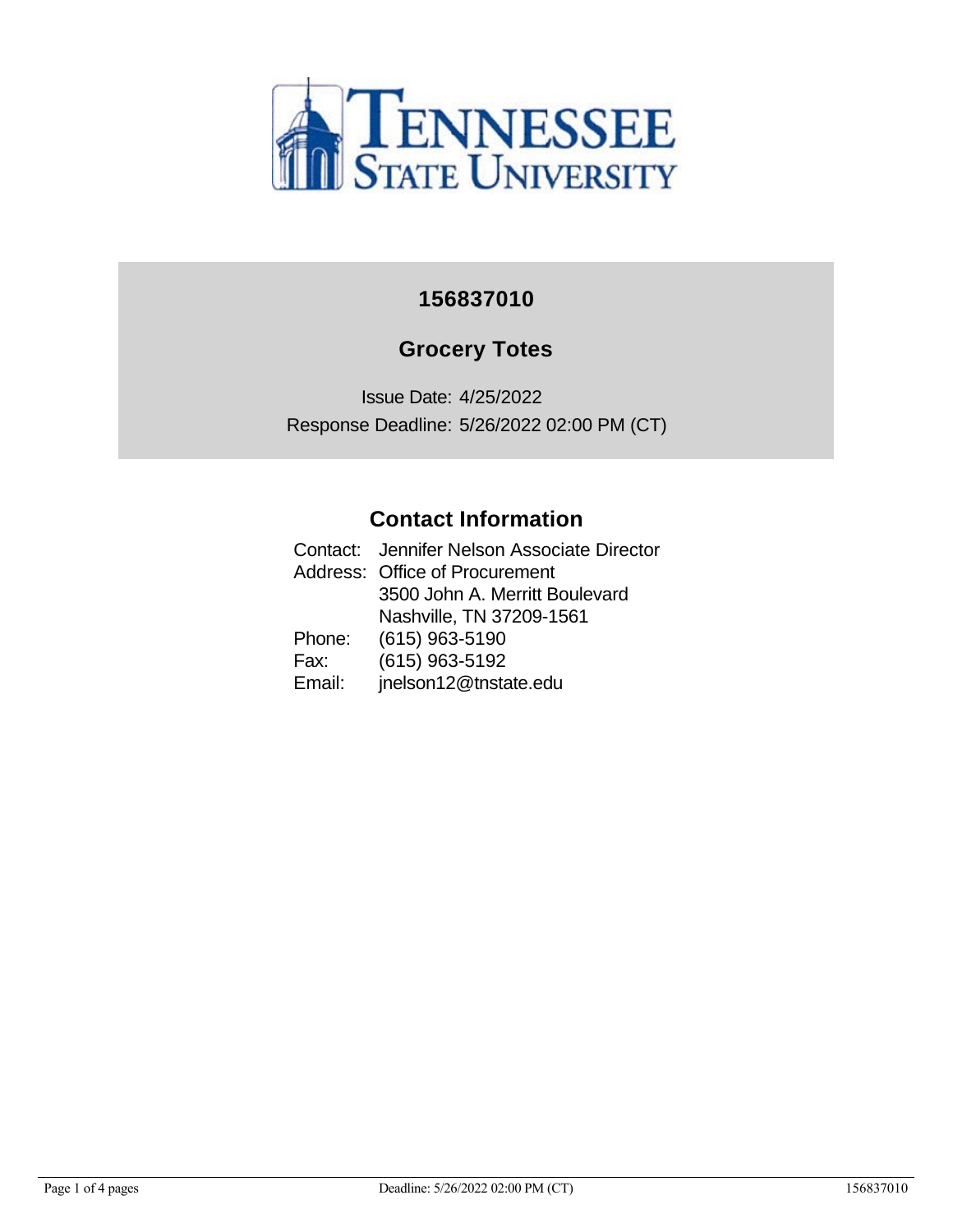# 156837010

## Grocery Totes

Issue Date: 4/25/2022

Response Deadline: 5/26/2022 02:00 PM (CT)

## Contact Information

Contact: Jennifer Nelson Associate Director

Address: Office of Procurement
3500 John A. Merritt Boulevard
Nashville, TN 37209-1561

Phone: (615) 963-5190

Fax: (615) 963-5192

Email: jnelson12@tnstate.edu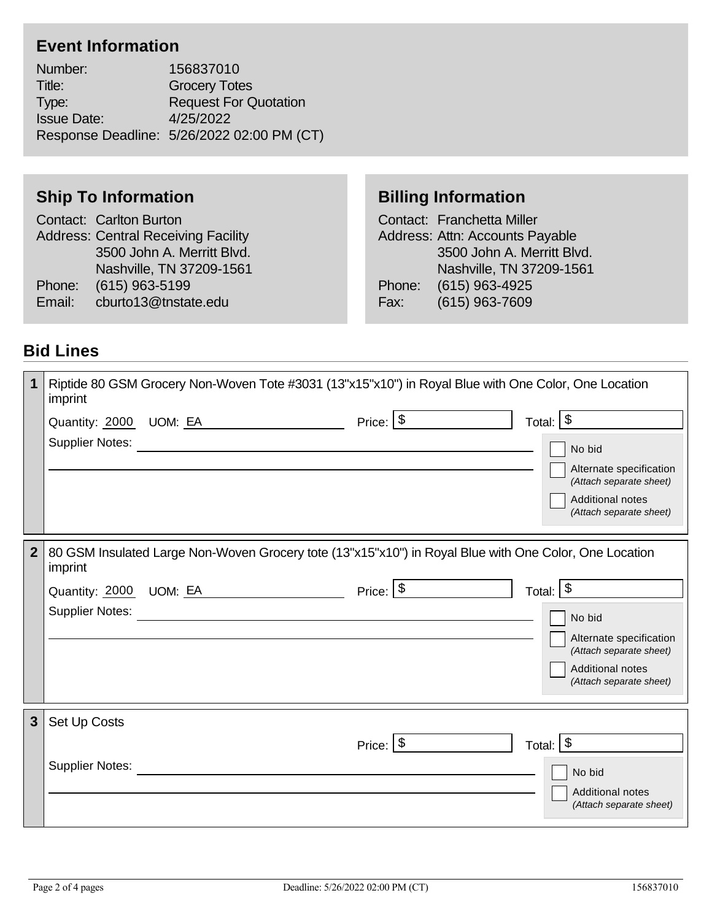## Event Information

Number: 156837010
Title: Grocery Totes
Type: Request For Quotation
Issue Date: 4/25/2022
Response Deadline: 5/26/2022 02:00 PM (CT)

## Ship To Information

Contact: Carlton Burton
Address: Central Receiving Facility
3500 John A. Merritt Blvd.
Nashville, TN 37209-1561
Phone: (615) 963-5199
Email: cburto13@tnstate.edu

## Billing Information

Contact: Franchetta Miller
Address: Attn: Accounts Payable
3500 John A. Merritt Blvd.
Nashville, TN 37209-1561
Phone: (615) 963-4925
Fax: (615) 963-7609

## Bid Lines

**1** Riptide 80 GSM Grocery Non-Woven Tote #3031 (13"x15"x10") in Royal Blue with One Color, One Location imprint

Quantity: 2000 UOM: EA Price: $ Total: $

Supplier Notes:

- [ ] No bid
- [ ] Alternate specification *(Attach separate sheet)*
- [ ] Additional notes *(Attach separate sheet)*

**2** 80 GSM Insulated Large Non-Woven Grocery tote (13"x15"x10") in Royal Blue with One Color, One Location imprint

Quantity: 2000 UOM: EA Price: $ Total: $

Supplier Notes:

- [ ] No bid
- [ ] Alternate specification *(Attach separate sheet)*
- [ ] Additional notes *(Attach separate sheet)*

**3** Set Up Costs

Price: $ Total: $

Supplier Notes:

- [ ] No bid
- [ ] Additional notes *(Attach separate sheet)*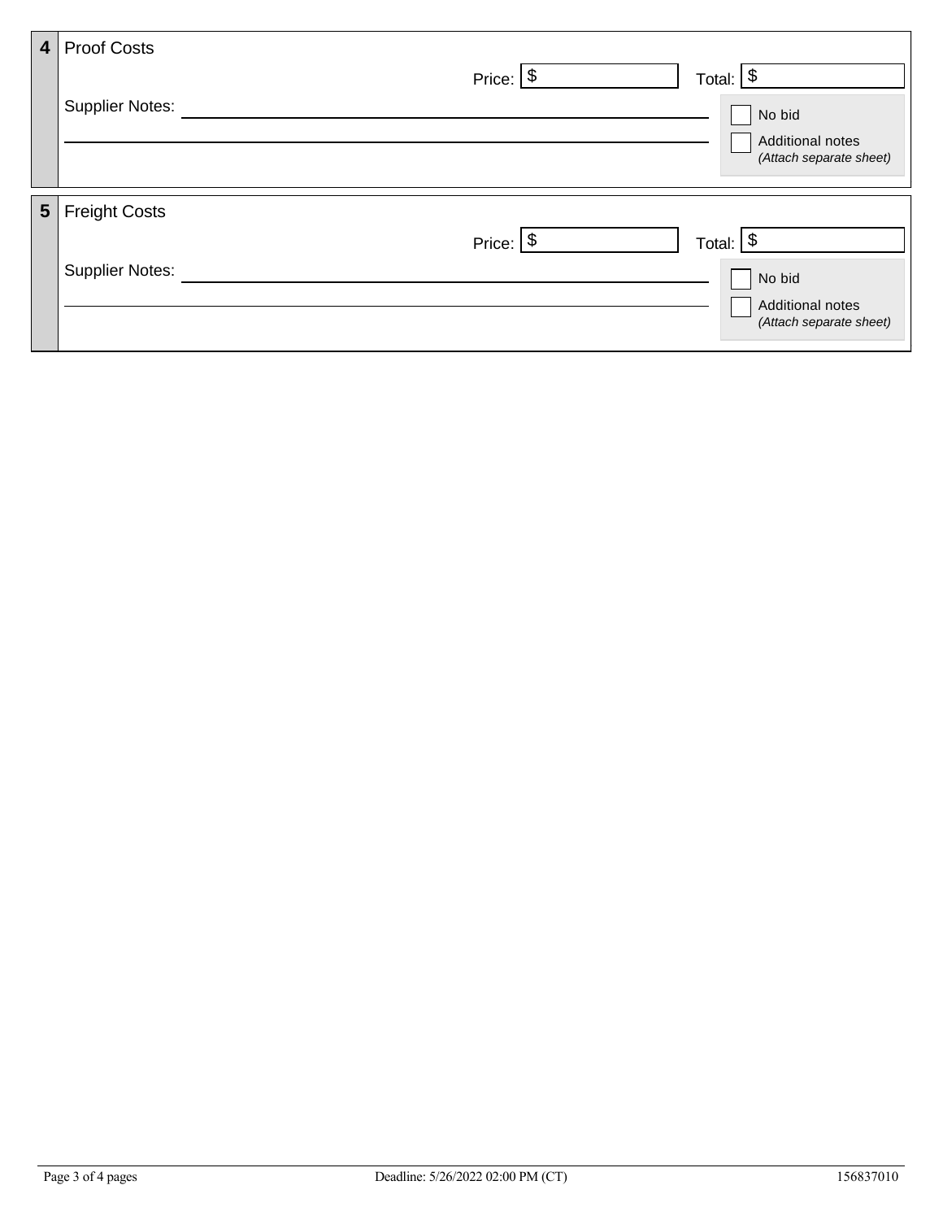## 4 Proof Costs

Price: $ ____________ Total: $ ____________

Supplier Notes: ____________________________________________

______________________________________________________________

- [ ] No bid
- [ ] Additional notes *(Attach separate sheet)*

## 5 Freight Costs

Price: $ ____________ Total: $ ____________

Supplier Notes: ____________________________________________

______________________________________________________________

- [ ] No bid
- [ ] Additional notes *(Attach separate sheet)*

Deadline: 5/26/2022 02:00 PM (CT)

156837010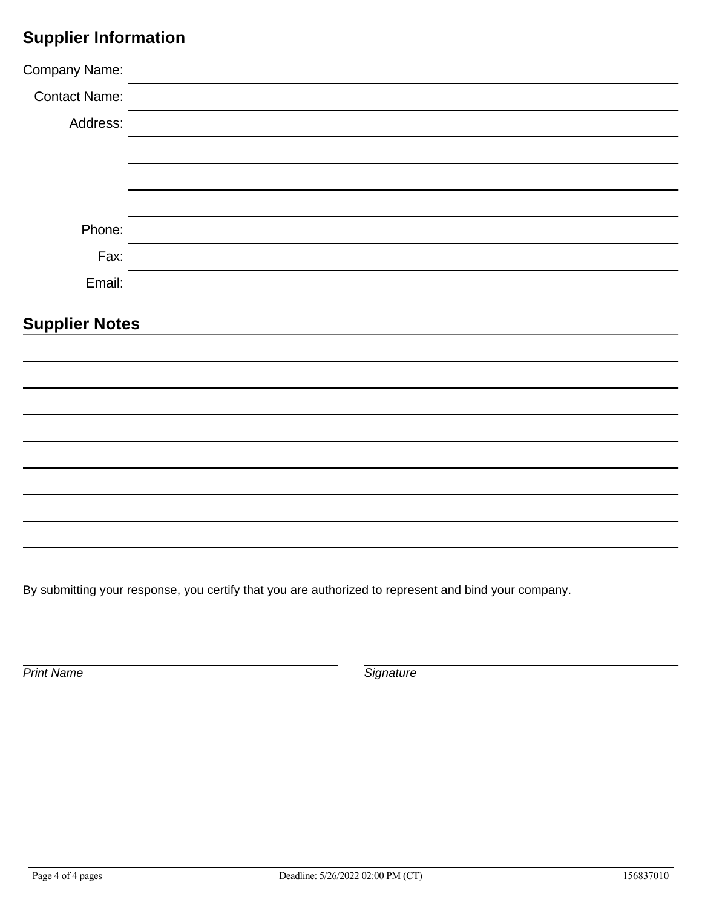## Supplier Information

Company Name:

Contact Name:

Address:

Phone:

Fax:

Email:

## Supplier Notes

By submitting your response, you certify that you are authorized to represent and bind your company.

*Print Name*

*Signature*